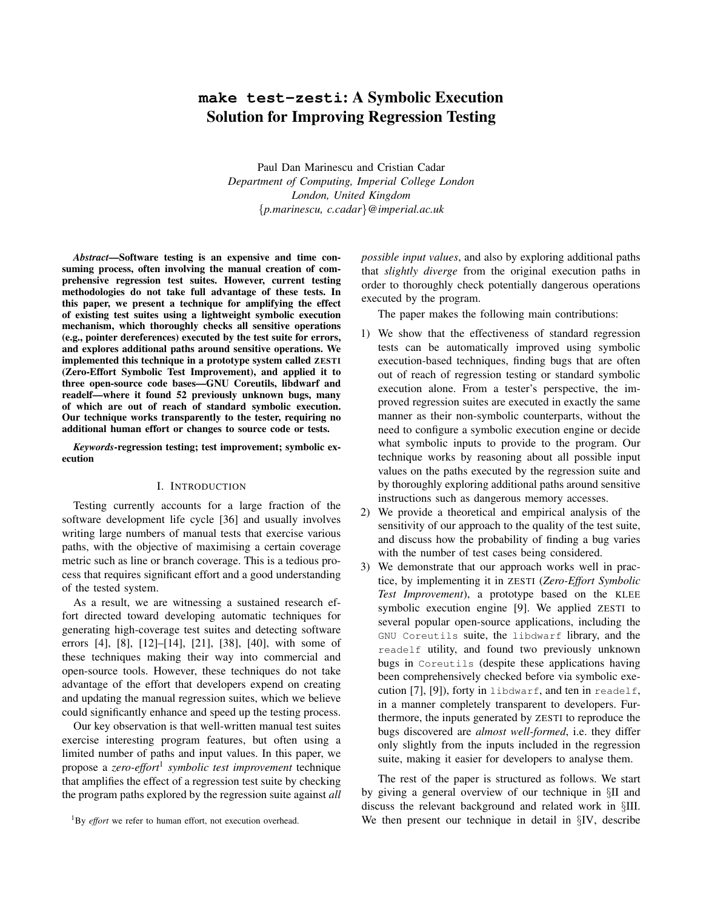# make test-zesti: A Symbolic Execution Solution for Improving Regression Testing

Paul Dan Marinescu and Cristian Cadar
*Department of Computing, Imperial College London*
*London, United Kingdom*
*{p.marinescu, c.cadar}@imperial.ac.uk*

***Abstract*—Software testing is an expensive and time consuming process, often involving the manual creation of comprehensive regression test suites. However, current testing methodologies do not take full advantage of these tests. In this paper, we present a technique for amplifying the effect of existing test suites using a lightweight symbolic execution mechanism, which thoroughly checks all sensitive operations (e.g., pointer dereferences) executed by the test suite for errors, and explores additional paths around sensitive operations. We implemented this technique in a prototype system called ZESTI (Zero-Effort Symbolic Test Improvement), and applied it to three open-source code bases—GNU Coreutils, libdwarf and readelf—where it found 52 previously unknown bugs, many of which are out of reach of standard symbolic execution. Our technique works transparently to the tester, requiring no additional human effort or changes to source code or tests.**

***Keywords*-regression testing; test improvement; symbolic execution**

## I. Introduction

Testing currently accounts for a large fraction of the software development life cycle [36] and usually involves writing large numbers of manual tests that exercise various paths, with the objective of maximising a certain coverage metric such as line or branch coverage. This is a tedious process that requires significant effort and a good understanding of the tested system.

As a result, we are witnessing a sustained research effort directed toward developing automatic techniques for generating high-coverage test suites and detecting software errors [4], [8], [12]–[14], [21], [38], [40], with some of these techniques making their way into commercial and open-source tools. However, these techniques do not take advantage of the effort that developers expend on creating and updating the manual regression suites, which we believe could significantly enhance and speed up the testing process.

Our key observation is that well-written manual test suites exercise interesting program features, but often using a limited number of paths and input values. In this paper, we propose a *zero-effort*[1] *symbolic test improvement* technique that amplifies the effect of a regression test suite by checking the program paths explored by the regression suite against *all possible input values*, and also by exploring additional paths that *slightly diverge* from the original execution paths in order to thoroughly check potentially dangerous operations executed by the program.

The paper makes the following main contributions:

1) We show that the effectiveness of standard regression tests can be automatically improved using symbolic execution-based techniques, finding bugs that are often out of reach of regression testing or standard symbolic execution alone. From a tester's perspective, the improved regression suites are executed in exactly the same manner as their non-symbolic counterparts, without the need to configure a symbolic execution engine or decide what symbolic inputs to provide to the program. Our technique works by reasoning about all possible input values on the paths executed by the regression suite and by thoroughly exploring additional paths around sensitive instructions such as dangerous memory accesses.
2) We provide a theoretical and empirical analysis of the sensitivity of our approach to the quality of the test suite, and discuss how the probability of finding a bug varies with the number of test cases being considered.
3) We demonstrate that our approach works well in practice, by implementing it in ZESTI (*Zero-Effort Symbolic Test Improvement*), a prototype based on the KLEE symbolic execution engine [9]. We applied ZESTI to several popular open-source applications, including the `GNU Coreutils` suite, the `libdwarf` library, and the `readelf` utility, and found two previously unknown bugs in `Coreutils` (despite these applications having been comprehensively checked before via symbolic execution [7], [9]), forty in `libdwarf`, and ten in `readelf`, in a manner completely transparent to developers. Furthermore, the inputs generated by ZESTI to reproduce the bugs discovered are *almost well-formed*, i.e. they differ only slightly from the inputs included in the regression suite, making it easier for developers to analyse them.

The rest of the paper is structured as follows. We start by giving a general overview of our technique in §II and discuss the relevant background and related work in §III. We then present our technique in detail in §IV, describe

[1] By *effort* we refer to human effort, not execution overhead.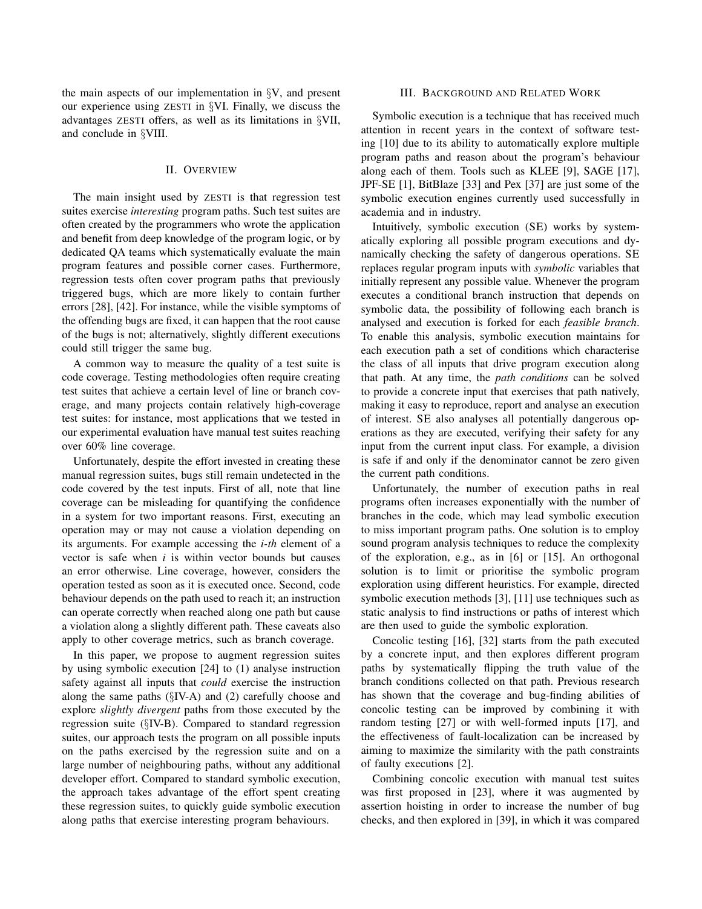the main aspects of our implementation in §V, and present our experience using ZESTI in §VI. Finally, we discuss the advantages ZESTI offers, as well as its limitations in §VII, and conclude in §VIII.

## II. Overview

The main insight used by ZESTI is that regression test suites exercise *interesting* program paths. Such test suites are often created by the programmers who wrote the application and benefit from deep knowledge of the program logic, or by dedicated QA teams which systematically evaluate the main program features and possible corner cases. Furthermore, regression tests often cover program paths that previously triggered bugs, which are more likely to contain further errors [28], [42]. For instance, while the visible symptoms of the offending bugs are fixed, it can happen that the root cause of the bugs is not; alternatively, slightly different executions could still trigger the same bug.

A common way to measure the quality of a test suite is code coverage. Testing methodologies often require creating test suites that achieve a certain level of line or branch coverage, and many projects contain relatively high-coverage test suites: for instance, most applications that we tested in our experimental evaluation have manual test suites reaching over 60% line coverage.

Unfortunately, despite the effort invested in creating these manual regression suites, bugs still remain undetected in the code covered by the test inputs. First of all, note that line coverage can be misleading for quantifying the confidence in a system for two important reasons. First, executing an operation may or may not cause a violation depending on its arguments. For example accessing the *i-th* element of a vector is safe when *i* is within vector bounds but causes an error otherwise. Line coverage, however, considers the operation tested as soon as it is executed once. Second, code behaviour depends on the path used to reach it; an instruction can operate correctly when reached along one path but cause a violation along a slightly different path. These caveats also apply to other coverage metrics, such as branch coverage.

In this paper, we propose to augment regression suites by using symbolic execution [24] to (1) analyse instruction safety against all inputs that *could* exercise the instruction along the same paths (§IV-A) and (2) carefully choose and explore *slightly divergent* paths from those executed by the regression suite (§IV-B). Compared to standard regression suites, our approach tests the program on all possible inputs on the paths exercised by the regression suite and on a large number of neighbouring paths, without any additional developer effort. Compared to standard symbolic execution, the approach takes advantage of the effort spent creating these regression suites, to quickly guide symbolic execution along paths that exercise interesting program behaviours.

## III. Background and Related Work

Symbolic execution is a technique that has received much attention in recent years in the context of software testing [10] due to its ability to automatically explore multiple program paths and reason about the program's behaviour along each of them. Tools such as KLEE [9], SAGE [17], JPF-SE [1], BitBlaze [33] and Pex [37] are just some of the symbolic execution engines currently used successfully in academia and in industry.

Intuitively, symbolic execution (SE) works by systematically exploring all possible program executions and dynamically checking the safety of dangerous operations. SE replaces regular program inputs with *symbolic* variables that initially represent any possible value. Whenever the program executes a conditional branch instruction that depends on symbolic data, the possibility of following each branch is analysed and execution is forked for each *feasible branch*. To enable this analysis, symbolic execution maintains for each execution path a set of conditions which characterise the class of all inputs that drive program execution along that path. At any time, the *path conditions* can be solved to provide a concrete input that exercises that path natively, making it easy to reproduce, report and analyse an execution of interest. SE also analyses all potentially dangerous operations as they are executed, verifying their safety for any input from the current input class. For example, a division is safe if and only if the denominator cannot be zero given the current path conditions.

Unfortunately, the number of execution paths in real programs often increases exponentially with the number of branches in the code, which may lead symbolic execution to miss important program paths. One solution is to employ sound program analysis techniques to reduce the complexity of the exploration, e.g., as in [6] or [15]. An orthogonal solution is to limit or prioritise the symbolic program exploration using different heuristics. For example, directed symbolic execution methods [3], [11] use techniques such as static analysis to find instructions or paths of interest which are then used to guide the symbolic exploration.

Concolic testing [16], [32] starts from the path executed by a concrete input, and then explores different program paths by systematically flipping the truth value of the branch conditions collected on that path. Previous research has shown that the coverage and bug-finding abilities of concolic testing can be improved by combining it with random testing [27] or with well-formed inputs [17], and the effectiveness of fault-localization can be increased by aiming to maximize the similarity with the path constraints of faulty executions [2].

Combining concolic execution with manual test suites was first proposed in [23], where it was augmented by assertion hoisting in order to increase the number of bug checks, and then explored in [39], in which it was compared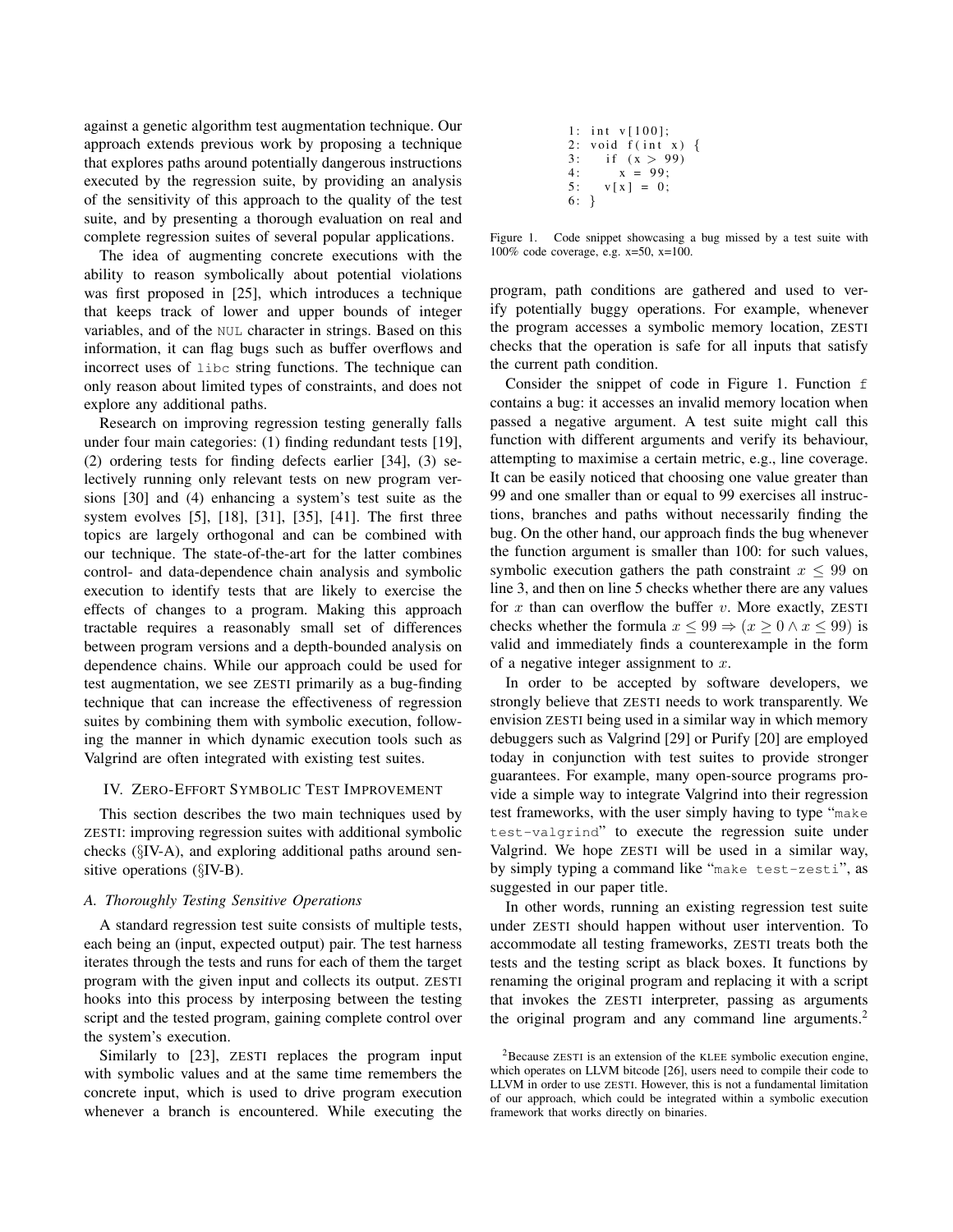against a genetic algorithm test augmentation technique. Our approach extends previous work by proposing a technique that explores paths around potentially dangerous instructions executed by the regression suite, by providing an analysis of the sensitivity of this approach to the quality of the test suite, and by presenting a thorough evaluation on real and complete regression suites of several popular applications.

The idea of augmenting concrete executions with the ability to reason symbolically about potential violations was first proposed in [25], which introduces a technique that keeps track of lower and upper bounds of integer variables, and of the NUL character in strings. Based on this information, it can flag bugs such as buffer overflows and incorrect uses of libc string functions. The technique can only reason about limited types of constraints, and does not explore any additional paths.

Research on improving regression testing generally falls under four main categories: (1) finding redundant tests [19], (2) ordering tests for finding defects earlier [34], (3) selectively running only relevant tests on new program versions [30] and (4) enhancing a system's test suite as the system evolves [5], [18], [31], [35], [41]. The first three topics are largely orthogonal and can be combined with our technique. The state-of-the-art for the latter combines control- and data-dependence chain analysis and symbolic execution to identify tests that are likely to exercise the effects of changes to a program. Making this approach tractable requires a reasonably small set of differences between program versions and a depth-bounded analysis on dependence chains. While our approach could be used for test augmentation, we see ZESTI primarily as a bug-finding technique that can increase the effectiveness of regression suites by combining them with symbolic execution, following the manner in which dynamic execution tools such as Valgrind are often integrated with existing test suites.

## IV. Zero-Effort Symbolic Test Improvement

This section describes the two main techniques used by ZESTI: improving regression suites with additional symbolic checks (§IV-A), and exploring additional paths around sensitive operations (§IV-B).

### A. Thoroughly Testing Sensitive Operations

A standard regression test suite consists of multiple tests, each being an (input, expected output) pair. The test harness iterates through the tests and runs for each of them the target program with the given input and collects its output. ZESTI hooks into this process by interposing between the testing script and the tested program, gaining complete control over the system's execution.

Similarly to [23], ZESTI replaces the program input with symbolic values and at the same time remembers the concrete input, which is used to drive program execution whenever a branch is encountered. While executing the program, path conditions are gathered and used to verify potentially buggy operations. For example, whenever the program accesses a symbolic memory location, ZESTI checks that the operation is safe for all inputs that satisfy the current path condition.

```
1: int v[100];
2: void f(int x) {
3:   if (x > 99)
4:     x = 99;
5:   v[x] = 0;
6: }
```

Figure 1. Code snippet showcasing a bug missed by a test suite with 100% code coverage, e.g. x=50, x=100.

Consider the snippet of code in Figure 1. Function f contains a bug: it accesses an invalid memory location when passed a negative argument. A test suite might call this function with different arguments and verify its behaviour, attempting to maximise a certain metric, e.g., line coverage. It can be easily noticed that choosing one value greater than 99 and one smaller than or equal to 99 exercises all instructions, branches and paths without necessarily finding the bug. On the other hand, our approach finds the bug whenever the function argument is smaller than 100: for such values, symbolic execution gathers the path constraint $x \leq 99$ on line 3, and then on line 5 checks whether there are any values for $x$ than can overflow the buffer $v$. More exactly, ZESTI checks whether the formula $x \leq 99 \Rightarrow (x \geq 0 \wedge x \leq 99)$ is valid and immediately finds a counterexample in the form of a negative integer assignment to $x$.

In order to be accepted by software developers, we strongly believe that ZESTI needs to work transparently. We envision ZESTI being used in a similar way in which memory debuggers such as Valgrind [29] or Purify [20] are employed today in conjunction with test suites to provide stronger guarantees. For example, many open-source programs provide a simple way to integrate Valgrind into their regression test frameworks, with the user simply having to type "make test-valgrind" to execute the regression suite under Valgrind. We hope ZESTI will be used in a similar way, by simply typing a command like "make test-zesti", as suggested in our paper title.

In other words, running an existing regression test suite under ZESTI should happen without user intervention. To accommodate all testing frameworks, ZESTI treats both the tests and the testing script as black boxes. It functions by renaming the original program and replacing it with a script that invokes the ZESTI interpreter, passing as arguments the original program and any command line arguments.[2]

[2]Because ZESTI is an extension of the KLEE symbolic execution engine, which operates on LLVM bitcode [26], users need to compile their code to LLVM in order to use ZESTI. However, this is not a fundamental limitation of our approach, which could be integrated within a symbolic execution framework that works directly on binaries.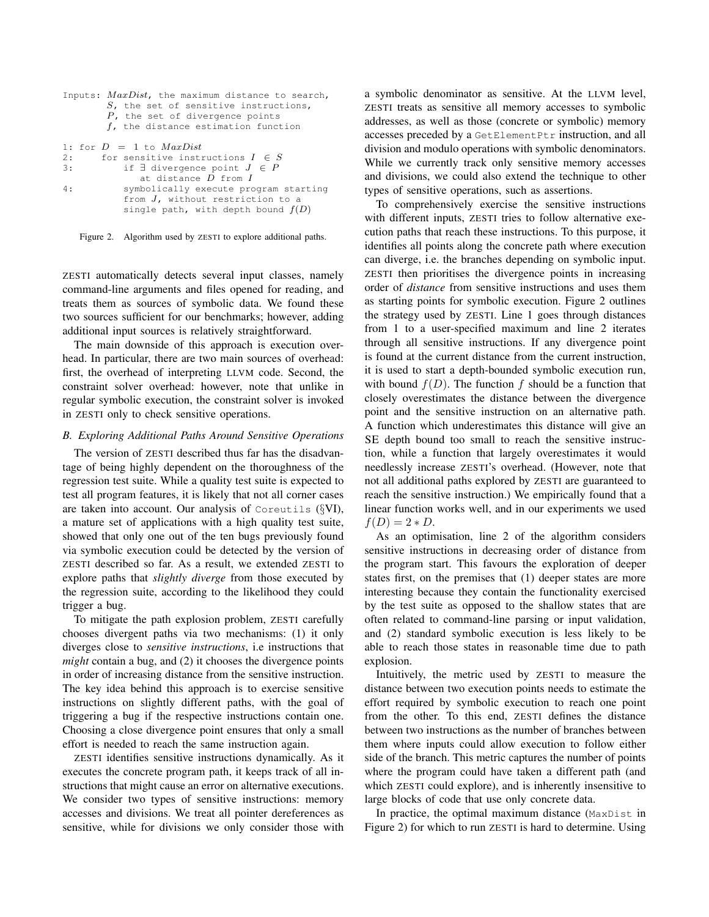```
Inputs: MaxDist, the maximum distance to search,
        S, the set of sensitive instructions,
        P, the set of divergence points
        f, the distance estimation function

1: for D = 1 to MaxDist
2:     for sensitive instructions I ∈ S
3:         if ∃ divergence point J ∈ P
               at distance D from I
4:         symbolically execute program starting
           from J, without restriction to a
           single path, with depth bound f(D)
```

Figure 2. Algorithm used by ZESTI to explore additional paths.

ZESTI automatically detects several input classes, namely command-line arguments and files opened for reading, and treats them as sources of symbolic data. We found these two sources sufficient for our benchmarks; however, adding additional input sources is relatively straightforward.

The main downside of this approach is execution overhead. In particular, there are two main sources of overhead: first, the overhead of interpreting LLVM code. Second, the constraint solver overhead: however, note that unlike in regular symbolic execution, the constraint solver is invoked in ZESTI only to check sensitive operations.

### B. Exploring Additional Paths Around Sensitive Operations

The version of ZESTI described thus far has the disadvantage of being highly dependent on the thoroughness of the regression test suite. While a quality test suite is expected to test all program features, it is likely that not all corner cases are taken into account. Our analysis of Coreutils (§VI), a mature set of applications with a high quality test suite, showed that only one out of the ten bugs previously found via symbolic execution could be detected by the version of ZESTI described so far. As a result, we extended ZESTI to explore paths that *slightly diverge* from those executed by the regression suite, according to the likelihood they could trigger a bug.

To mitigate the path explosion problem, ZESTI carefully chooses divergent paths via two mechanisms: (1) it only diverges close to *sensitive instructions*, i.e instructions that *might* contain a bug, and (2) it chooses the divergence points in order of increasing distance from the sensitive instruction. The key idea behind this approach is to exercise sensitive instructions on slightly different paths, with the goal of triggering a bug if the respective instructions contain one. Choosing a close divergence point ensures that only a small effort is needed to reach the same instruction again.

ZESTI identifies sensitive instructions dynamically. As it executes the concrete program path, it keeps track of all instructions that might cause an error on alternative executions. We consider two types of sensitive instructions: memory accesses and divisions. We treat all pointer dereferences as sensitive, while for divisions we only consider those with a symbolic denominator as sensitive. At the LLVM level, ZESTI treats as sensitive all memory accesses to symbolic addresses, as well as those (concrete or symbolic) memory accesses preceded by a GetElementPtr instruction, and all division and modulo operations with symbolic denominators. While we currently track only sensitive memory accesses and divisions, we could also extend the technique to other types of sensitive operations, such as assertions.

To comprehensively exercise the sensitive instructions with different inputs, ZESTI tries to follow alternative execution paths that reach these instructions. To this purpose, it identifies all points along the concrete path where execution can diverge, i.e. the branches depending on symbolic input. ZESTI then prioritises the divergence points in increasing order of *distance* from sensitive instructions and uses them as starting points for symbolic execution. Figure 2 outlines the strategy used by ZESTI. Line 1 goes through distances from 1 to a user-specified maximum and line 2 iterates through all sensitive instructions. If any divergence point is found at the current distance from the current instruction, it is used to start a depth-bounded symbolic execution run, with bound $f(D)$. The function $f$ should be a function that closely overestimates the distance between the divergence point and the sensitive instruction on an alternative path. A function which underestimates this distance will give an SE depth bound too small to reach the sensitive instruction, while a function that largely overestimates it would needlessly increase ZESTI's overhead. (However, note that not all additional paths explored by ZESTI are guaranteed to reach the sensitive instruction.) We empirically found that a linear function works well, and in our experiments we used $f(D) = 2 * D$.

As an optimisation, line 2 of the algorithm considers sensitive instructions in decreasing order of distance from the program start. This favours the exploration of deeper states first, on the premises that (1) deeper states are more interesting because they contain the functionality exercised by the test suite as opposed to the shallow states that are often related to command-line parsing or input validation, and (2) standard symbolic execution is less likely to be able to reach those states in reasonable time due to path explosion.

Intuitively, the metric used by ZESTI to measure the distance between two execution points needs to estimate the effort required by symbolic execution to reach one point from the other. To this end, ZESTI defines the distance between two instructions as the number of branches between them where inputs could allow execution to follow either side of the branch. This metric captures the number of points where the program could have taken a different path (and which ZESTI could explore), and is inherently insensitive to large blocks of code that use only concrete data.

In practice, the optimal maximum distance (MaxDist in Figure 2) for which to run ZESTI is hard to determine. Using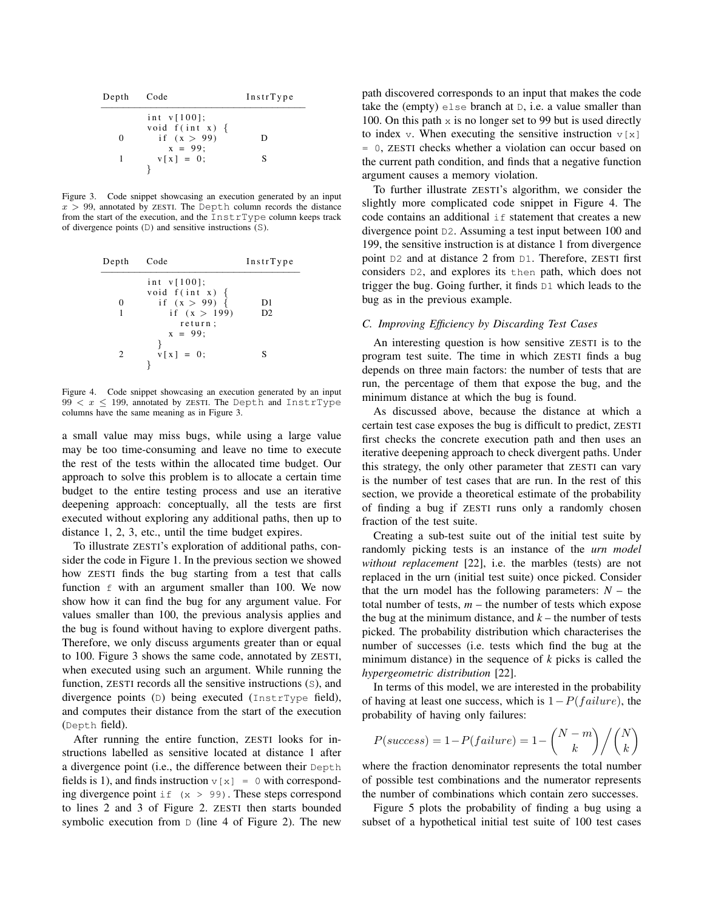| Depth | Code | InstrType |
|---|---|---|
| | `int v[100];` | |
| | `void f(int x) {` | |
| 0 | `  if (x > 99)` | D |
| | `    x = 99;` | |
| 1 | `  v[x] = 0;` | S |
| | `}` | |

Figure 3. Code snippet showcasing an execution generated by an input $x > 99$, annotated by ZESTI. The `Depth` column records the distance from the start of the execution, and the `InstrType` column keeps track of divergence points (`D`) and sensitive instructions (`S`).

| Depth | Code | InstrType |
|---|---|---|
| | `int v[100];` | |
| | `void f(int x) {` | |
| 0 | `  if (x > 99) {` | D1 |
| 1 | `    if (x > 199)` | D2 |
| | `      return;` | |
| | `    x = 99;` | |
| | `  }` | |
| 2 | `  v[x] = 0;` | S |
| | `}` | |

Figure 4. Code snippet showcasing an execution generated by an input $99 < x \leq 199$, annotated by ZESTI. The `Depth` and `InstrType` columns have the same meaning as in Figure 3.

a small value may miss bugs, while using a large value may be too time-consuming and leave no time to execute the rest of the tests within the allocated time budget. Our approach to solve this problem is to allocate a certain time budget to the entire testing process and use an iterative deepening approach: conceptually, all the tests are first executed without exploring any additional paths, then up to distance 1, 2, 3, etc., until the time budget expires.

To illustrate ZESTI's exploration of additional paths, consider the code in Figure 1. In the previous section we showed how ZESTI finds the bug starting from a test that calls function `f` with an argument smaller than 100. We now show how it can find the bug for any argument value. For values smaller than 100, the previous analysis applies and the bug is found without having to explore divergent paths. Therefore, we only discuss arguments greater than or equal to 100. Figure 3 shows the same code, annotated by ZESTI, when executed using such an argument. While running the function, ZESTI records all the sensitive instructions (`S`), and divergence points (`D`) being executed (`InstrType` field), and computes their distance from the start of the execution (`Depth` field).

After running the entire function, ZESTI looks for instructions labelled as sensitive located at distance 1 after a divergence point (i.e., the difference between their `Depth` fields is 1), and finds instruction `v[x] = 0` with corresponding divergence point `if (x > 99)`. These steps correspond to lines 2 and 3 of Figure 2. ZESTI then starts bounded symbolic execution from `D` (line 4 of Figure 2). The new path discovered corresponds to an input that makes the code take the (empty) `else` branch at `D`, i.e. a value smaller than 100. On this path `x` is no longer set to 99 but is used directly to index `v`. When executing the sensitive instruction `v[x] = 0`, ZESTI checks whether a violation can occur based on the current path condition, and finds that a negative function argument causes a memory violation.

To further illustrate ZESTI's algorithm, we consider the slightly more complicated code snippet in Figure 4. The code contains an additional `if` statement that creates a new divergence point `D2`. Assuming a test input between 100 and 199, the sensitive instruction is at distance 1 from divergence point `D2` and at distance 2 from `D1`. Therefore, ZESTI first considers `D2`, and explores its `then` path, which does not trigger the bug. Going further, it finds `D1` which leads to the bug as in the previous example.

### C. Improving Efficiency by Discarding Test Cases

An interesting question is how sensitive ZESTI is to the program test suite. The time in which ZESTI finds a bug depends on three main factors: the number of tests that are run, the percentage of them that expose the bug, and the minimum distance at which the bug is found.

As discussed above, because the distance at which a certain test case exposes the bug is difficult to predict, ZESTI first checks the concrete execution path and then uses an iterative deepening approach to check divergent paths. Under this strategy, the only other parameter that ZESTI can vary is the number of test cases that are run. In the rest of this section, we provide a theoretical estimate of the probability of finding a bug if ZESTI runs only a randomly chosen fraction of the test suite.

Creating a sub-test suite out of the initial test suite by randomly picking tests is an instance of the *urn model without replacement* [22], i.e. the marbles (tests) are not replaced in the urn (initial test suite) once picked. Consider that the urn model has the following parameters: *N* – the total number of tests, *m* – the number of tests which expose the bug at the minimum distance, and *k* – the number of tests picked. The probability distribution which characterises the number of successes (i.e. tests which find the bug at the minimum distance) in the sequence of *k* picks is called the *hypergeometric distribution* [22].

In terms of this model, we are interested in the probability of having at least one success, which is $1 - P(failure)$, the probability of having only failures:

$$P(success) = 1 - P(failure) = 1 - \binom{N-m}{k} \Big/ \binom{N}{k}$$

where the fraction denominator represents the total number of possible test combinations and the numerator represents the number of combinations which contain zero successes.

Figure 5 plots the probability of finding a bug using a subset of a hypothetical initial test suite of 100 test cases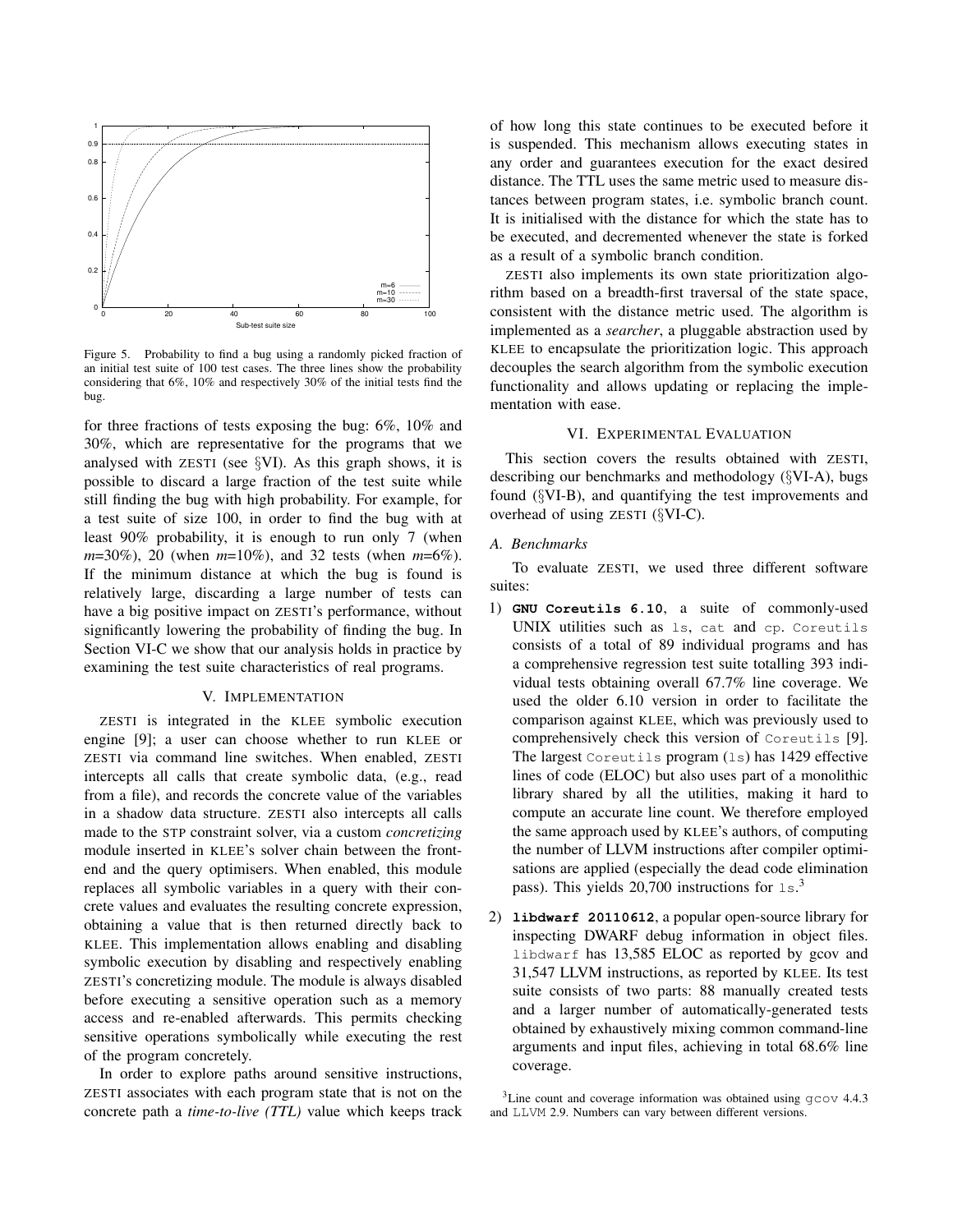1
0.9
0.8
0.6
0.4
0.2
0
0
20
40
60
80
100
Sub-test suite size
m=6
m=10
m=30

Figure 5. Probability to find a bug using a randomly picked fraction of an initial test suite of 100 test cases. The three lines show the probability considering that 6%, 10% and respectively 30% of the initial tests find the bug.

for three fractions of tests exposing the bug: 6%, 10% and 30%, which are representative for the programs that we analysed with ZESTI (see §VI). As this graph shows, it is possible to discard a large fraction of the test suite while still finding the bug with high probability. For example, for a test suite of size 100, in order to find the bug with at least 90% probability, it is enough to run only 7 (when *m*=30%), 20 (when *m*=10%), and 32 tests (when *m*=6%). If the minimum distance at which the bug is found is relatively large, discarding a large number of tests can have a big positive impact on ZESTI's performance, without significantly lowering the probability of finding the bug. In Section VI-C we show that our analysis holds in practice by examining the test suite characteristics of real programs.

## V. Implementation

ZESTI is integrated in the KLEE symbolic execution engine [9]; a user can choose whether to run KLEE or ZESTI via command line switches. When enabled, ZESTI intercepts all calls that create symbolic data, (e.g., read from a file), and records the concrete value of the variables in a shadow data structure. ZESTI also intercepts all calls made to the STP constraint solver, via a custom *concretizing* module inserted in KLEE's solver chain between the front-end and the query optimisers. When enabled, this module replaces all symbolic variables in a query with their concrete values and evaluates the resulting concrete expression, obtaining a value that is then returned directly back to KLEE. This implementation allows enabling and disabling symbolic execution by disabling and respectively enabling ZESTI's concretizing module. The module is always disabled before executing a sensitive operation such as a memory access and re-enabled afterwards. This permits checking sensitive operations symbolically while executing the rest of the program concretely.

In order to explore paths around sensitive instructions, ZESTI associates with each program state that is not on the concrete path a *time-to-live (TTL)* value which keeps track of how long this state continues to be executed before it is suspended. This mechanism allows executing states in any order and guarantees execution for the exact desired distance. The TTL uses the same metric used to measure distances between program states, i.e. symbolic branch count. It is initialised with the distance for which the state has to be executed, and decremented whenever the state is forked as a result of a symbolic branch condition.

ZESTI also implements its own state prioritization algorithm based on a breadth-first traversal of the state space, consistent with the distance metric used. The algorithm is implemented as a *searcher*, a pluggable abstraction used by KLEE to encapsulate the prioritization logic. This approach decouples the search algorithm from the symbolic execution functionality and allows updating or replacing the implementation with ease.

## VI. Experimental Evaluation

This section covers the results obtained with ZESTI, describing our benchmarks and methodology (§VI-A), bugs found (§VI-B), and quantifying the test improvements and overhead of using ZESTI (§VI-C).

### A. Benchmarks

To evaluate ZESTI, we used three different software suites:

1) **GNU Coreutils 6.10**, a suite of commonly-used UNIX utilities such as `ls`, `cat` and `cp`. `Coreutils` consists of a total of 89 individual programs and has a comprehensive regression test suite totalling 393 individual tests obtaining overall 67.7% line coverage. We used the older 6.10 version in order to facilitate the comparison against KLEE, which was previously used to comprehensively check this version of `Coreutils` [9]. The largest `Coreutils` program (`ls`) has 1429 effective lines of code (ELOC) but also uses part of a monolithic library shared by all the utilities, making it hard to compute an accurate line count. We therefore employed the same approach used by KLEE's authors, of computing the number of LLVM instructions after compiler optimisations are applied (especially the dead code elimination pass). This yields 20,700 instructions for `ls`.[3]

2) **libdwarf 20110612**, a popular open-source library for inspecting DWARF debug information in object files. `libdwarf` has 13,585 ELOC as reported by gcov and 31,547 LLVM instructions, as reported by KLEE. Its test suite consists of two parts: 88 manually created tests and a larger number of automatically-generated tests obtained by exhaustively mixing common command-line arguments and input files, achieving in total 68.6% line coverage.

[3]Line count and coverage information was obtained using `gcov` 4.4.3 and `LLVM` 2.9. Numbers can vary between different versions.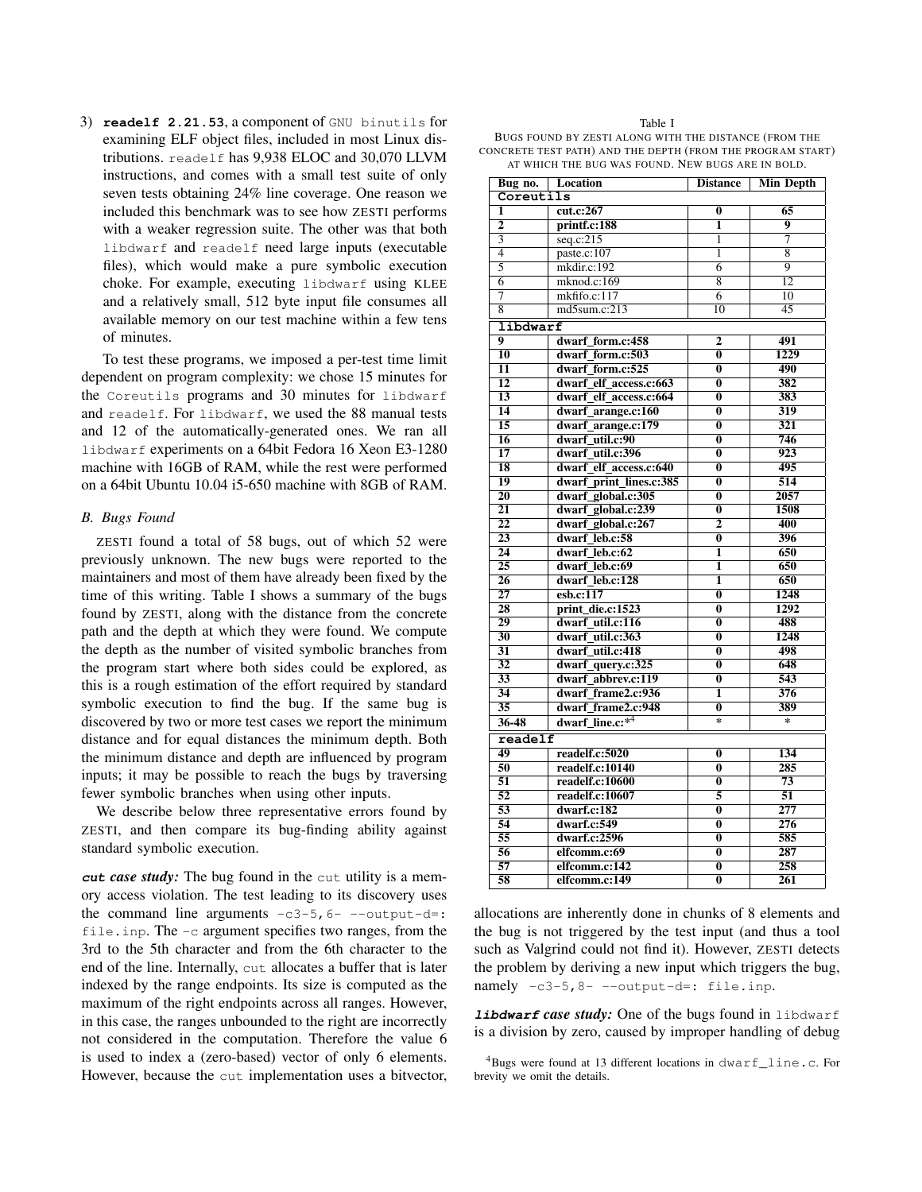3) **readelf 2.21.53**, a component of GNU binutils for examining ELF object files, included in most Linux distributions. readelf has 9,938 ELOC and 30,070 LLVM instructions, and comes with a small test suite of only seven tests obtaining 24% line coverage. One reason we included this benchmark was to see how ZESTI performs with a weaker regression suite. The other was that both libdwarf and readelf need large inputs (executable files), which would make a pure symbolic execution choke. For example, executing libdwarf using KLEE and a relatively small, 512 byte input file consumes all available memory on our test machine within a few tens of minutes.

To test these programs, we imposed a per-test time limit dependent on program complexity: we chose 15 minutes for the Coreutils programs and 30 minutes for libdwarf and readelf. For libdwarf, we used the 88 manual tests and 12 of the automatically-generated ones. We ran all libdwarf experiments on a 64bit Fedora 16 Xeon E3-1280 machine with 16GB of RAM, while the rest were performed on a 64bit Ubuntu 10.04 i5-650 machine with 8GB of RAM.

### B. Bugs Found

ZESTI found a total of 58 bugs, out of which 52 were previously unknown. The new bugs were reported to the maintainers and most of them have already been fixed by the time of this writing. Table I shows a summary of the bugs found by ZESTI, along with the distance from the concrete path and the depth at which they were found. We compute the depth as the number of visited symbolic branches from the program start where both sides could be explored, as this is a rough estimation of the effort required by standard symbolic execution to find the bug. If the same bug is discovered by two or more test cases we report the minimum distance and for equal distances the minimum depth. Both the minimum distance and depth are influenced by program inputs; it may be possible to reach the bugs by traversing fewer symbolic branches when using other inputs.

We describe below three representative errors found by ZESTI, and then compare its bug-finding ability against standard symbolic execution.

Table I

BUGS FOUND BY ZESTI ALONG WITH THE DISTANCE (FROM THE CONCRETE TEST PATH) AND THE DEPTH (FROM THE PROGRAM START) AT WHICH THE BUG WAS FOUND. NEW BUGS ARE IN BOLD.

| Bug no. | Location | Distance | Min Depth |
|---|---|---|---|
| **Coreutils** | | | |
| **1** | **cut.c:267** | **0** | **65** |
| **2** | **printf.c:188** | **1** | **9** |
| 3 | seq.c:215 | 1 | 7 |
| 4 | paste.c:107 | 1 | 8 |
| 5 | mkdir.c:192 | 6 | 9 |
| 6 | mknod.c:169 | 8 | 12 |
| 7 | mkfifo.c:117 | 6 | 10 |
| 8 | md5sum.c:213 | 10 | 45 |
| **libdwarf** | | | |
| **9** | **dwarf_form.c:458** | **2** | **491** |
| **10** | **dwarf_form.c:503** | **0** | **1229** |
| **11** | **dwarf_form.c:525** | **0** | **490** |
| **12** | **dwarf_elf_access.c:663** | **0** | **382** |
| **13** | **dwarf_elf_access.c:664** | **0** | **383** |
| **14** | **dwarf_arange.c:160** | **0** | **319** |
| **15** | **dwarf_arange.c:179** | **0** | **321** |
| **16** | **dwarf_util.c:90** | **0** | **746** |
| **17** | **dwarf_util.c:396** | **0** | **923** |
| **18** | **dwarf_elf_access.c:640** | **0** | **495** |
| **19** | **dwarf_print_lines.c:385** | **0** | **514** |
| **20** | **dwarf_global.c:305** | **0** | **2057** |
| **21** | **dwarf_global.c:239** | **0** | **1508** |
| **22** | **dwarf_global.c:267** | **2** | **400** |
| **23** | **dwarf_leb.c:58** | **0** | **396** |
| **24** | **dwarf_leb.c:62** | **1** | **650** |
| **25** | **dwarf_leb.c:69** | **1** | **650** |
| **26** | **dwarf_leb.c:128** | **1** | **650** |
| **27** | **esb.c:117** | **0** | **1248** |
| **28** | **print_die.c:1523** | **0** | **1292** |
| **29** | **dwarf_util.c:116** | **0** | **488** |
| **30** | **dwarf_util.c:363** | **0** | **1248** |
| **31** | **dwarf_util.c:418** | **0** | **498** |
| **32** | **dwarf_query.c:325** | **0** | **648** |
| **33** | **dwarf_abbrev.c:119** | **0** | **543** |
| **34** | **dwarf_frame2.c:936** | **1** | **376** |
| **35** | **dwarf_frame2.c:948** | **0** | **389** |
| **36-48** | **dwarf_line.c:*[4]** | **\*** | **\*** |
| **readelf** | | | |
| **49** | **readelf.c:5020** | **0** | **134** |
| **50** | **readelf.c:10140** | **0** | **285** |
| **51** | **readelf.c:10600** | **0** | **73** |
| **52** | **readelf.c:10607** | **5** | **51** |
| **53** | **dwarf.c:182** | **0** | **277** |
| **54** | **dwarf.c:549** | **0** | **276** |
| **55** | **dwarf.c:2596** | **0** | **585** |
| **56** | **elfcomm.c:69** | **0** | **287** |
| **57** | **elfcomm.c:142** | **0** | **258** |
| **58** | **elfcomm.c:149** | **0** | **261** |

***cut* case study:** The bug found in the cut utility is a memory access violation. The test leading to its discovery uses the command line arguments -c3-5,6- --output-d=: file.inp. The -c argument specifies two ranges, from the 3rd to the 5th character and from the 6th character to the end of the line. Internally, cut allocates a buffer that is later indexed by the range endpoints. Its size is computed as the maximum of the right endpoints across all ranges. However, in this case, the ranges unbounded to the right are incorrectly not considered in the computation. Therefore the value 6 is used to index a (zero-based) vector of only 6 elements. However, because the cut implementation uses a bitvector, allocations are inherently done in chunks of 8 elements and the bug is not triggered by the test input (and thus a tool such as Valgrind could not find it). However, ZESTI detects the problem by deriving a new input which triggers the bug, namely -c3-5,8- --output-d=: file.inp.

***libdwarf* case study:** One of the bugs found in libdwarf is a division by zero, caused by improper handling of debug

[4]Bugs were found at 13 different locations in dwarf_line.c. For brevity we omit the details.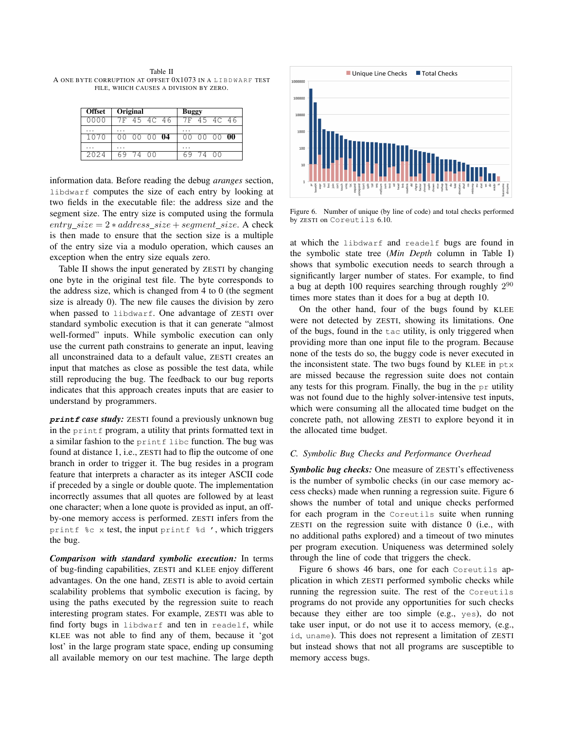Table II
A ONE BYTE CORRUPTION AT OFFSET 0X1073 IN A LIBDWARF TEST FILE, WHICH CAUSES A DIVISION BY ZERO.

| Offset | Original | Buggy |
|---|---|---|
| 0000 | 7F 45 4C 46 | 7F 45 4C 46 |
| ... | ... | ... |
| 1070 | 00 00 00 **04** | 00 00 00 **00** |
| ... | ... | ... |
| 2024 | 69 74 00 | 69 74 00 |

information data. Before reading the debug *aranges* section, libdwarf computes the size of each entry by looking at two fields in the executable file: the address size and the segment size. The entry size is computed using the formula $entry\_size = 2 * address\_size + segment\_size$. A check is then made to ensure that the section size is a multiple of the entry size via a modulo operation, which causes an exception when the entry size equals zero.

Table II shows the input generated by ZESTI by changing one byte in the original test file. The byte corresponds to the address size, which is changed from 4 to 0 (the segment size is already 0). The new file causes the division by zero when passed to libdwarf. One advantage of ZESTI over standard symbolic execution is that it can generate "almost well-formed" inputs. While symbolic execution can only use the current path constrains to generate an input, leaving all unconstrained data to a default value, ZESTI creates an input that matches as close as possible the test data, while still reproducing the bug. The feedback to our bug reports indicates that this approach creates inputs that are easier to understand by programmers.

***printf* case study:** ZESTI found a previously unknown bug in the printf program, a utility that prints formatted text in a similar fashion to the printf libc function. The bug was found at distance 1, i.e., ZESTI had to flip the outcome of one branch in order to trigger it. The bug resides in a program feature that interprets a character as its integer ASCII code if preceded by a single or double quote. The implementation incorrectly assumes that all quotes are followed by at least one character; when a lone quote is provided as input, an off-by-one memory access is performed. ZESTI infers from the printf %c x test, the input printf %d ', which triggers the bug.

***Comparison with standard symbolic execution:*** In terms of bug-finding capabilities, ZESTI and KLEE enjoy different advantages. On the one hand, ZESTI is able to avoid certain scalability problems that symbolic execution is facing, by using the paths executed by the regression suite to reach interesting program states. For example, ZESTI was able to find forty bugs in libdwarf and ten in readelf, while KLEE was not able to find any of them, because it 'got lost' in the large program state space, ending up consuming all available memory on our test machine. The large depth at which the libdwarf and readelf bugs are found in the symbolic state tree (*Min Depth* column in Table I) shows that symbolic execution needs to search through a significantly larger number of states. For example, to find a bug at depth 100 requires searching through roughly $2^{90}$ times more states than it does for a bug at depth 10.

On the other hand, four of the bugs found by KLEE were not detected by ZESTI, showing its limitations. One of the bugs, found in the tac utility, is only triggered when providing more than one input file to the program. Because none of the tests do so, the buggy code is never executed in the inconsistent state. The two bugs found by KLEE in ptx are missed because the regression suite does not contain any tests for this program. Finally, the bug in the pr utility was not found due to the highly solver-intensive test inputs, which were consuming all the allocated time budget on the concrete path, not allowing ZESTI to explore beyond it in the allocated time budget.

Unique Line Checks
Total Checks
1000000
100000
10000
1000
100
10
1
pr base64 expr cut fmt join sort touch uniq tac expand unexpand tsort split tail seq md5sum sum test od head link readlink dd chgrp factor chmod csplit chown nice mktemp printf du tail dircolors stat rm mkdir env stat wc dir mkdir ls basename dirname

Figure 6. Number of unique (by line of code) and total checks performed by ZESTI on Coreutils 6.10.

### C. Symbolic Bug Checks and Performance Overhead

***Symbolic bug checks:*** One measure of ZESTI's effectiveness is the number of symbolic checks (in our case memory access checks) made when running a regression suite. Figure 6 shows the number of total and unique checks performed for each program in the Coreutils suite when running ZESTI on the regression suite with distance 0 (i.e., with no additional paths explored) and a timeout of two minutes per program execution. Uniqueness was determined solely through the line of code that triggers the check.

Figure 6 shows 46 bars, one for each Coreutils application in which ZESTI performed symbolic checks while running the regression suite. The rest of the Coreutils programs do not provide any opportunities for such checks because they either are too simple (e.g., yes), do not take user input, or do not use it to access memory, (e.g., id, uname). This does not represent a limitation of ZESTI but instead shows that not all programs are susceptible to memory access bugs.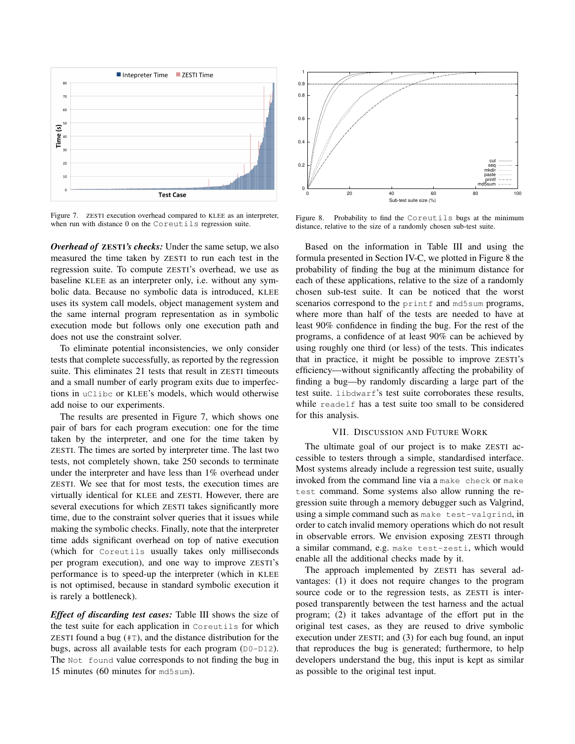Interpreter Time ZESTI Time

Time (s)

80
70
60
50
40
30
20
10
0

Test Case

Figure 7. ZESTI execution overhead compared to KLEE as an interpreter, when run with distance 0 on the Coreutils regression suite.

1
0.9
0.8
0.6
0.4
0.2
0

0 20 40 60 80 100

Sub-test suite size (%)

cut
seq
mkdir
paste
printf
md5sum

Figure 8. Probability to find the Coreutils bugs at the minimum distance, relative to the size of a randomly chosen sub-test suite.

***Overhead of ZESTI's checks:*** Under the same setup, we also measured the time taken by ZESTI to run each test in the regression suite. To compute ZESTI's overhead, we use as baseline KLEE as an interpreter only, i.e. without any symbolic data. Because no symbolic data is introduced, KLEE uses its system call models, object management system and the same internal program representation as in symbolic execution mode but follows only one execution path and does not use the constraint solver.

To eliminate potential inconsistencies, we only consider tests that complete successfully, as reported by the regression suite. This eliminates 21 tests that result in ZESTI timeouts and a small number of early program exits due to imperfections in uClibc or KLEE's models, which would otherwise add noise to our experiments.

The results are presented in Figure 7, which shows one pair of bars for each program execution: one for the time taken by the interpreter, and one for the time taken by ZESTI. The times are sorted by interpreter time. The last two tests, not completely shown, take 250 seconds to terminate under the interpreter and have less than 1% overhead under ZESTI. We see that for most tests, the execution times are virtually identical for KLEE and ZESTI. However, there are several executions for which ZESTI takes significantly more time, due to the constraint solver queries that it issues while making the symbolic checks. Finally, note that the interpreter time adds significant overhead on top of native execution (which for Coreutils usually takes only milliseconds per program execution), and one way to improve ZESTI's performance is to speed-up the interpreter (which in KLEE is not optimised, because in standard symbolic execution it is rarely a bottleneck).

***Effect of discarding test cases:*** Table III shows the size of the test suite for each application in Coreutils for which ZESTI found a bug (#T), and the distance distribution for the bugs, across all available tests for each program (D0–D12). The Not found value corresponds to not finding the bug in 15 minutes (60 minutes for md5sum).

Based on the information in Table III and using the formula presented in Section IV-C, we plotted in Figure 8 the probability of finding the bug at the minimum distance for each of these applications, relative to the size of a randomly chosen sub-test suite. It can be noticed that the worst scenarios correspond to the printf and md5sum programs, where more than half of the tests are needed to have at least 90% confidence in finding the bug. For the rest of the programs, a confidence of at least 90% can be achieved by using roughly one third (or less) of the tests. This indicates that in practice, it might be possible to improve ZESTI's efficiency—without significantly affecting the probability of finding a bug—by randomly discarding a large part of the test suite. libdwarf's test suite corroborates these results, while readelf has a test suite too small to be considered for this analysis.

## VII. Discussion and Future Work

The ultimate goal of our project is to make ZESTI accessible to testers through a simple, standardised interface. Most systems already include a regression test suite, usually invoked from the command line via a make check or make test command. Some systems also allow running the regression suite through a memory debugger such as Valgrind, using a simple command such as make test-valgrind, in order to catch invalid memory operations which do not result in observable errors. We envision exposing ZESTI through a similar command, e.g. make test-zesti, which would enable all the additional checks made by it.

The approach implemented by ZESTI has several advantages: (1) it does not require changes to the program source code or to the regression tests, as ZESTI is interposed transparently between the test harness and the actual program; (2) it takes advantage of the effort put in the original test cases, as they are reused to drive symbolic execution under ZESTI; and (3) for each bug found, an input that reproduces the bug is generated; furthermore, to help developers understand the bug, this input is kept as similar as possible to the original test input.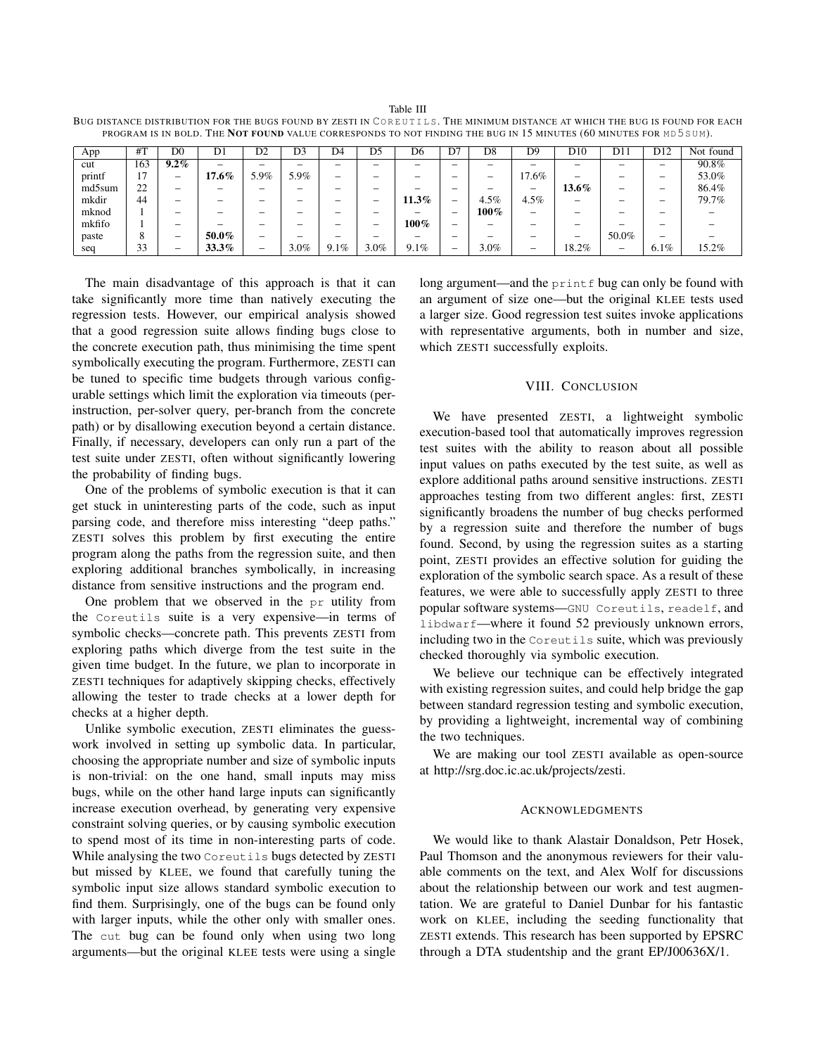Table III
BUG DISTANCE DISTRIBUTION FOR THE BUGS FOUND BY ZESTI IN COREUTILS. THE MINIMUM DISTANCE AT WHICH THE BUG IS FOUND FOR EACH PROGRAM IS IN BOLD. THE **NOT FOUND** VALUE CORRESPONDS TO NOT FINDING THE BUG IN 15 MINUTES (60 MINUTES FOR MD5SUM).

| App | #T | D0 | D1 | D2 | D3 | D4 | D5 | D6 | D7 | D8 | D9 | D10 | D11 | D12 | Not found |
|---|---|---|---|---|---|---|---|---|---|---|---|---|---|---|---|
| cut | 163 | **9.2%** | – | – | – | – | – | – | – | – | – | – | – | – | 90.8% |
| printf | 17 | – | **17.6%** | 5.9% | 5.9% | – | – | – | – | – | 17.6% | – | – | – | 53.0% |
| md5sum | 22 | – | – | – | – | – | – | – | – | – | – | **13.6%** | – | – | 86.4% |
| mkdir | 44 | – | – | – | – | – | – | **11.3%** | – | 4.5% | 4.5% | – | – | – | 79.7% |
| mknod | 1 | – | – | – | – | – | – | – | – | **100%** | – | – | – | – | – |
| mkfifo | 1 | – | – | – | – | – | – | **100%** | – | – | – | – | – | – | – |
| paste | 8 | – | **50.0%** | – | – | – | – | – | – | – | – | – | 50.0% | – | – |
| seq | 33 | – | **33.3%** | – | 3.0% | 9.1% | 3.0% | 9.1% | – | 3.0% | – | 18.2% | – | 6.1% | 15.2% |

The main disadvantage of this approach is that it can take significantly more time than natively executing the regression tests. However, our empirical analysis showed that a good regression suite allows finding bugs close to the concrete execution path, thus minimising the time spent symbolically executing the program. Furthermore, ZESTI can be tuned to specific time budgets through various configurable settings which limit the exploration via timeouts (per-instruction, per-solver query, per-branch from the concrete path) or by disallowing execution beyond a certain distance. Finally, if necessary, developers can only run a part of the test suite under ZESTI, often without significantly lowering the probability of finding bugs.

One of the problems of symbolic execution is that it can get stuck in uninteresting parts of the code, such as input parsing code, and therefore miss interesting "deep paths." ZESTI solves this problem by first executing the entire program along the paths from the regression suite, and then exploring additional branches symbolically, in increasing distance from sensitive instructions and the program end.

One problem that we observed in the pr utility from the Coreutils suite is a very expensive—in terms of symbolic checks—concrete path. This prevents ZESTI from exploring paths which diverge from the test suite in the given time budget. In the future, we plan to incorporate in ZESTI techniques for adaptively skipping checks, effectively allowing the tester to trade checks at a lower depth for checks at a higher depth.

Unlike symbolic execution, ZESTI eliminates the guesswork involved in setting up symbolic data. In particular, choosing the appropriate number and size of symbolic inputs is non-trivial: on the one hand, small inputs may miss bugs, while on the other hand large inputs can significantly increase execution overhead, by generating very expensive constraint solving queries, or by causing symbolic execution to spend most of its time in non-interesting parts of code. While analysing the two Coreutils bugs detected by ZESTI but missed by KLEE, we found that carefully tuning the symbolic input size allows standard symbolic execution to find them. Surprisingly, one of the bugs can be found only with larger inputs, while the other only with smaller ones. The cut bug can be found only when using two long arguments—but the original KLEE tests were using a single long argument—and the printf bug can only be found with an argument of size one—but the original KLEE tests used a larger size. Good regression test suites invoke applications with representative arguments, both in number and size, which ZESTI successfully exploits.

## VIII. CONCLUSION

We have presented ZESTI, a lightweight symbolic execution-based tool that automatically improves regression test suites with the ability to reason about all possible input values on paths executed by the test suite, as well as explore additional paths around sensitive instructions. ZESTI approaches testing from two different angles: first, ZESTI significantly broadens the number of bug checks performed by a regression suite and therefore the number of bugs found. Second, by using the regression suites as a starting point, ZESTI provides an effective solution for guiding the exploration of the symbolic search space. As a result of these features, we were able to successfully apply ZESTI to three popular software systems—GNU Coreutils, readelf, and libdwarf—where it found 52 previously unknown errors, including two in the Coreutils suite, which was previously checked thoroughly via symbolic execution.

We believe our technique can be effectively integrated with existing regression suites, and could help bridge the gap between standard regression testing and symbolic execution, by providing a lightweight, incremental way of combining the two techniques.

We are making our tool ZESTI available as open-source at http://srg.doc.ic.ac.uk/projects/zesti.

## ACKNOWLEDGMENTS

We would like to thank Alastair Donaldson, Petr Hosek, Paul Thomson and the anonymous reviewers for their valuable comments on the text, and Alex Wolf for discussions about the relationship between our work and test augmentation. We are grateful to Daniel Dunbar for his fantastic work on KLEE, including the seeding functionality that ZESTI extends. This research has been supported by EPSRC through a DTA studentship and the grant EP/J00636X/1.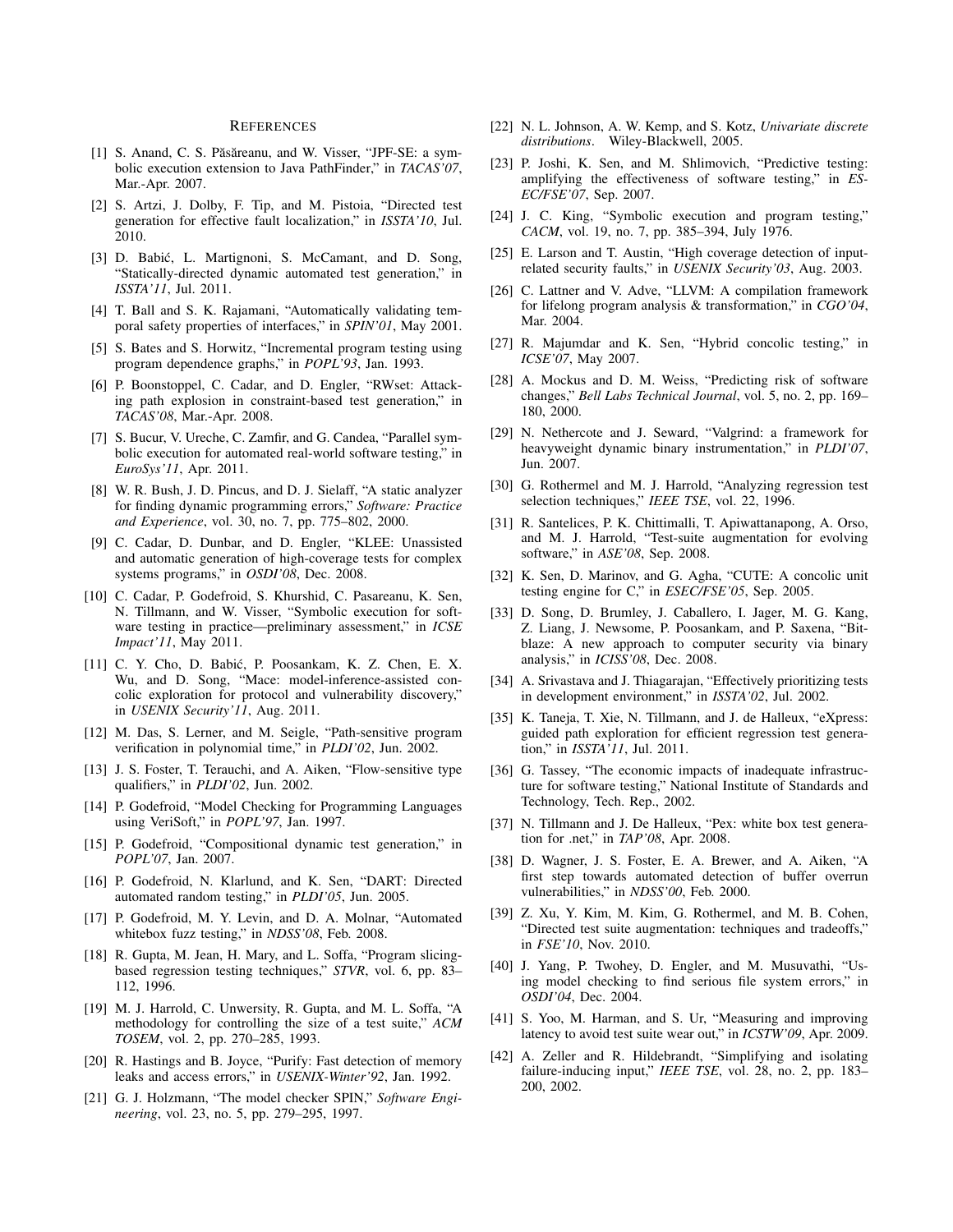# REFERENCES

[1] S. Anand, C. S. Păsăreanu, and W. Visser, "JPF-SE: a symbolic execution extension to Java PathFinder," in *TACAS'07*, Mar.-Apr. 2007.

[2] S. Artzi, J. Dolby, F. Tip, and M. Pistoia, "Directed test generation for effective fault localization," in *ISSTA'10*, Jul. 2010.

[3] D. Babić, L. Martignoni, S. McCamant, and D. Song, "Statically-directed dynamic automated test generation," in *ISSTA'11*, Jul. 2011.

[4] T. Ball and S. K. Rajamani, "Automatically validating temporal safety properties of interfaces," in *SPIN'01*, May 2001.

[5] S. Bates and S. Horwitz, "Incremental program testing using program dependence graphs," in *POPL'93*, Jan. 1993.

[6] P. Boonstoppel, C. Cadar, and D. Engler, "RWset: Attacking path explosion in constraint-based test generation," in *TACAS'08*, Mar.-Apr. 2008.

[7] S. Bucur, V. Ureche, C. Zamfir, and G. Candea, "Parallel symbolic execution for automated real-world software testing," in *EuroSys'11*, Apr. 2011.

[8] W. R. Bush, J. D. Pincus, and D. J. Sielaff, "A static analyzer for finding dynamic programming errors," *Software: Practice and Experience*, vol. 30, no. 7, pp. 775–802, 2000.

[9] C. Cadar, D. Dunbar, and D. Engler, "KLEE: Unassisted and automatic generation of high-coverage tests for complex systems programs," in *OSDI'08*, Dec. 2008.

[10] C. Cadar, P. Godefroid, S. Khurshid, C. Pasareanu, K. Sen, N. Tillmann, and W. Visser, "Symbolic execution for software testing in practice—preliminary assessment," in *ICSE Impact'11*, May 2011.

[11] C. Y. Cho, D. Babić, P. Poosankam, K. Z. Chen, E. X. Wu, and D. Song, "Mace: model-inference-assisted concolic exploration for protocol and vulnerability discovery," in *USENIX Security'11*, Aug. 2011.

[12] M. Das, S. Lerner, and M. Seigle, "Path-sensitive program verification in polynomial time," in *PLDI'02*, Jun. 2002.

[13] J. S. Foster, T. Terauchi, and A. Aiken, "Flow-sensitive type qualifiers," in *PLDI'02*, Jun. 2002.

[14] P. Godefroid, "Model Checking for Programming Languages using VeriSoft," in *POPL'97*, Jan. 1997.

[15] P. Godefroid, "Compositional dynamic test generation," in *POPL'07*, Jan. 2007.

[16] P. Godefroid, N. Klarlund, and K. Sen, "DART: Directed automated random testing," in *PLDI'05*, Jun. 2005.

[17] P. Godefroid, M. Y. Levin, and D. A. Molnar, "Automated whitebox fuzz testing," in *NDSS'08*, Feb. 2008.

[18] R. Gupta, M. Jean, H. Mary, and L. Soffa, "Program slicing-based regression testing techniques," *STVR*, vol. 6, pp. 83–112, 1996.

[19] M. J. Harrold, C. Unwersity, R. Gupta, and M. L. Soffa, "A methodology for controlling the size of a test suite," *ACM TOSEM*, vol. 2, pp. 270–285, 1993.

[20] R. Hastings and B. Joyce, "Purify: Fast detection of memory leaks and access errors," in *USENIX-Winter'92*, Jan. 1992.

[21] G. J. Holzmann, "The model checker SPIN," *Software Engineering*, vol. 23, no. 5, pp. 279–295, 1997.

[22] N. L. Johnson, A. W. Kemp, and S. Kotz, *Univariate discrete distributions*. Wiley-Blackwell, 2005.

[23] P. Joshi, K. Sen, and M. Shlimovich, "Predictive testing: amplifying the effectiveness of software testing," in *ESEC/FSE'07*, Sep. 2007.

[24] J. C. King, "Symbolic execution and program testing," *CACM*, vol. 19, no. 7, pp. 385–394, July 1976.

[25] E. Larson and T. Austin, "High coverage detection of input-related security faults," in *USENIX Security'03*, Aug. 2003.

[26] C. Lattner and V. Adve, "LLVM: A compilation framework for lifelong program analysis & transformation," in *CGO'04*, Mar. 2004.

[27] R. Majumdar and K. Sen, "Hybrid concolic testing," in *ICSE'07*, May 2007.

[28] A. Mockus and D. M. Weiss, "Predicting risk of software changes," *Bell Labs Technical Journal*, vol. 5, no. 2, pp. 169–180, 2000.

[29] N. Nethercote and J. Seward, "Valgrind: a framework for heavyweight dynamic binary instrumentation," in *PLDI'07*, Jun. 2007.

[30] G. Rothermel and M. J. Harrold, "Analyzing regression test selection techniques," *IEEE TSE*, vol. 22, 1996.

[31] R. Santelices, P. K. Chittimalli, T. Apiwattanapong, A. Orso, and M. J. Harrold, "Test-suite augmentation for evolving software," in *ASE'08*, Sep. 2008.

[32] K. Sen, D. Marinov, and G. Agha, "CUTE: A concolic unit testing engine for C," in *ESEC/FSE'05*, Sep. 2005.

[33] D. Song, D. Brumley, J. Caballero, I. Jager, M. G. Kang, Z. Liang, J. Newsome, P. Poosankam, and P. Saxena, "Bitblaze: A new approach to computer security via binary analysis," in *ICISS'08*, Dec. 2008.

[34] A. Srivastava and J. Thiagarajan, "Effectively prioritizing tests in development environment," in *ISSTA'02*, Jul. 2002.

[35] K. Taneja, T. Xie, N. Tillmann, and J. de Halleux, "eXpress: guided path exploration for efficient regression test generation," in *ISSTA'11*, Jul. 2011.

[36] G. Tassey, "The economic impacts of inadequate infrastructure for software testing," National Institute of Standards and Technology, Tech. Rep., 2002.

[37] N. Tillmann and J. De Halleux, "Pex: white box test generation for .net," in *TAP'08*, Apr. 2008.

[38] D. Wagner, J. S. Foster, E. A. Brewer, and A. Aiken, "A first step towards automated detection of buffer overrun vulnerabilities," in *NDSS'00*, Feb. 2000.

[39] Z. Xu, Y. Kim, M. Kim, G. Rothermel, and M. B. Cohen, "Directed test suite augmentation: techniques and tradeoffs," in *FSE'10*, Nov. 2010.

[40] J. Yang, P. Twohey, D. Engler, and M. Musuvathi, "Using model checking to find serious file system errors," in *OSDI'04*, Dec. 2004.

[41] S. Yoo, M. Harman, and S. Ur, "Measuring and improving latency to avoid test suite wear out," in *ICSTW'09*, Apr. 2009.

[42] A. Zeller and R. Hildebrandt, "Simplifying and isolating failure-inducing input," *IEEE TSE*, vol. 28, no. 2, pp. 183–200, 2002.